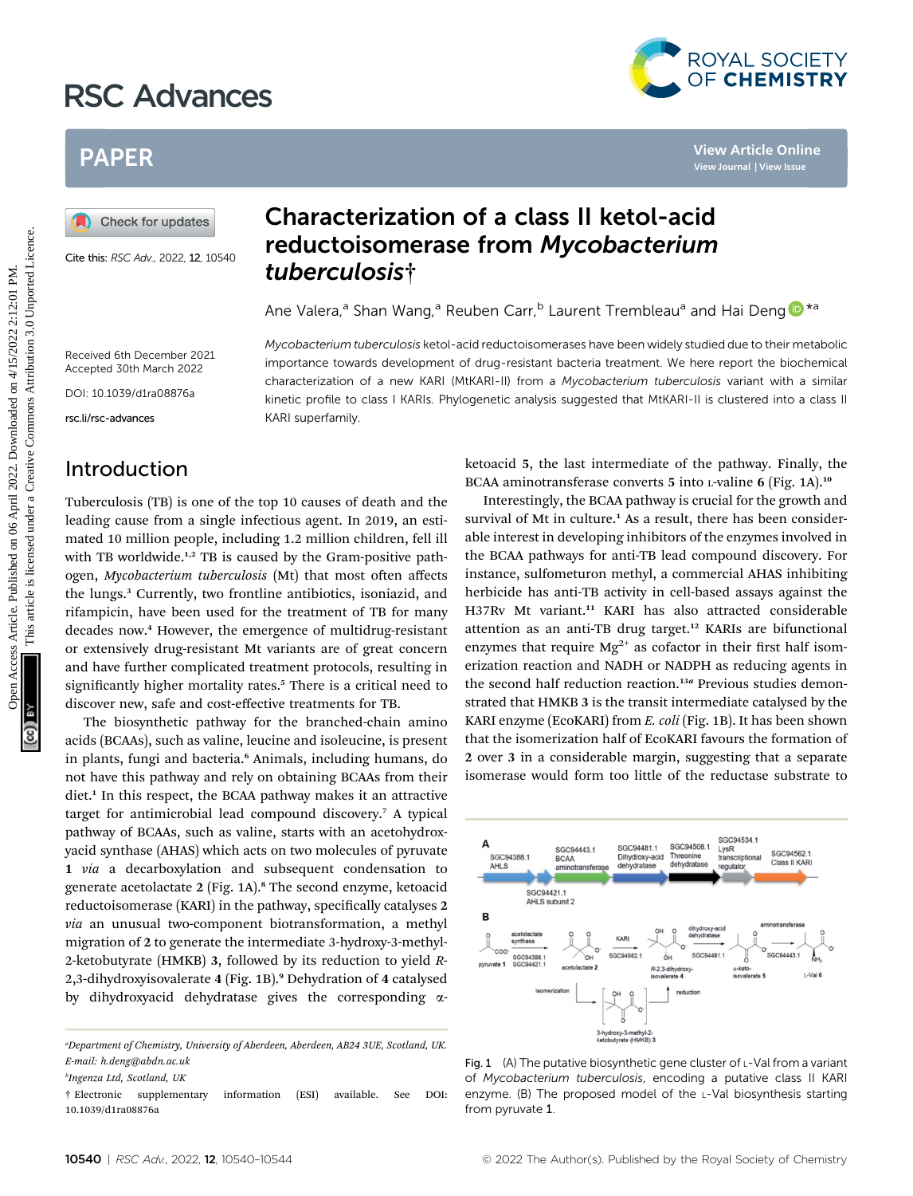# Characterization of a class II ketol-acid reductoisomerase from *Mycobacterium tuberculosis*†

Ane Valera,[a] Shan Wang,[a] Reuben Carr,[b] Laurent Trembleau[a] and Hai Deng *[a]

Cite this: *RSC Adv.*, 2022, **12**, 10540

Received 6th December 2021
Accepted 30th March 2022

DOI: 10.1039/d1ra08876a

rsc.li/rsc-advances

*Mycobacterium tuberculosis* ketol-acid reductoisomerases have been widely studied due to their metabolic importance towards development of drug-resistant bacteria treatment. We here report the biochemical characterization of a new KARI (MtKARI-II) from a *Mycobacterium tuberculosis* variant with a similar kinetic profile to class I KARIs. Phylogenetic analysis suggested that MtKARI-II is clustered into a class II KARI superfamily.

## Introduction

Tuberculosis (TB) is one of the top 10 causes of death and the leading cause from a single infectious agent. In 2019, an estimated 10 million people, including 1.2 million children, fell ill with TB worldwide.[1,2] TB is caused by the Gram-positive pathogen, *Mycobacterium tuberculosis* (Mt) that most often affects the lungs.[3] Currently, two frontline antibiotics, isoniazid, and rifampicin, have been used for the treatment of TB for many decades now.[4] However, the emergence of multidrug-resistant or extensively drug-resistant Mt variants are of great concern and have further complicated treatment protocols, resulting in significantly higher mortality rates.[5] There is a critical need to discover new, safe and cost-effective treatments for TB.

The biosynthetic pathway for the branched-chain amino acids (BCAAs), such as valine, leucine and isoleucine, is present in plants, fungi and bacteria.[6] Animals, including humans, do not have this pathway and rely on obtaining BCAAs from their diet.[1] In this respect, the BCAA pathway makes it an attractive target for antimicrobial lead compound discovery.[7] A typical pathway of BCAAs, such as valine, starts with an acetohydroxyacid synthase (AHAS) which acts on two molecules of pyruvate **1** *via* a decarboxylation and subsequent condensation to generate acetolactate **2** (Fig. 1A).[8] The second enzyme, ketoacid reductoisomerase (KARI) in the pathway, specifically catalyses **2** *via* an unusual two-component biotransformation, a methyl migration of **2** to generate the intermediate 3-hydroxy-3-methyl-2-ketobutyrate (HMKB) **3**, followed by its reduction to yield *R*-2,3-dihydroxyisovalerate **4** (Fig. 1B).[9] Dehydration of **4** catalysed by dihydroxyacid dehydratase gives the corresponding α-ketoacid **5**, the last intermediate of the pathway. Finally, the BCAA aminotransferase converts **5** into L-valine **6** (Fig. 1A).[10]

Interestingly, the BCAA pathway is crucial for the growth and survival of Mt in culture.[1] As a result, there has been considerable interest in developing inhibitors of the enzymes involved in the BCAA pathways for anti-TB lead compound discovery. For instance, sulfometuron methyl, a commercial AHAS inhibiting herbicide has anti-TB activity in cell-based assays against the H37Rv Mt variant.[11] KARI has also attracted considerable attention as an anti-TB drug target.[12] KARIs are bifunctional enzymes that require $Mg^{2+}$ as cofactor in their first half isomerization reaction and NADH or NADPH as reducing agents in the second half reduction reaction.[13a] Previous studies demonstrated that HMKB **3** is the transit intermediate catalysed by the KARI enzyme (EcoKARI) from *E. coli* (Fig. 1B). It has been shown that the isomerization half of EcoKARI favours the formation of **2** over **3** in a considerable margin, suggesting that a separate isomerase would form too little of the reductase substrate to

Fig. 1 (A) The putative biosynthetic gene cluster of L-Val from a variant of *Mycobacterium tuberculosis*, encoding a putative class II KARI enzyme. (B) The proposed model of the L-Val biosynthesis starting from pyruvate **1**.

[a] Department of Chemistry, University of Aberdeen, Aberdeen, AB24 3UE, Scotland, UK. E-mail: h.deng@abdn.ac.uk

[b] Ingenza Ltd, Scotland, UK

† Electronic supplementary information (ESI) available. See DOI: 10.1039/d1ra08876a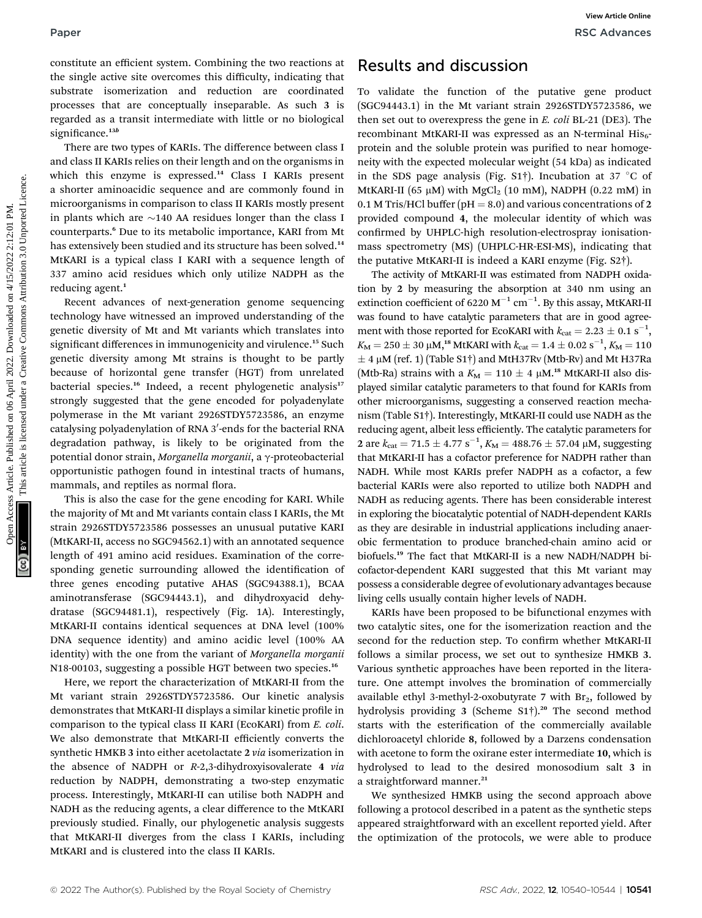constitute an efficient system. Combining the two reactions at the single active site overcomes this difficulty, indicating that substrate isomerization and reduction are coordinated processes that are conceptually inseparable. As such **3** is regarded as a transit intermediate with little or no biological significance.[13b]

There are two types of KARIs. The difference between class I and class II KARIs relies on their length and on the organisms in which this enzyme is expressed.[14] Class I KARIs present a shorter aminoacidic sequence and are commonly found in microorganisms in comparison to class II KARIs mostly present in plants which are ~140 AA residues longer than the class I counterparts.[6] Due to its metabolic importance, KARI from Mt has extensively been studied and its structure has been solved.[14] MtKARI is a typical class I KARI with a sequence length of 337 amino acid residues which only utilize NADPH as the reducing agent.[1]

Recent advances of next-generation genome sequencing technology have witnessed an improved understanding of the genetic diversity of Mt and Mt variants which translates into significant differences in immunogenicity and virulence.[15] Such genetic diversity among Mt strains is thought to be partly because of horizontal gene transfer (HGT) from unrelated bacterial species.[16] Indeed, a recent phylogenetic analysis[17] strongly suggested that the gene encoded for polyadenylate polymerase in the Mt variant 2926STDY5723586, an enzyme catalysing polyadenylation of RNA 3′-ends for the bacterial RNA degradation pathway, is likely to be originated from the potential donor strain, *Morganella morganii*, a γ-proteobacterial opportunistic pathogen found in intestinal tracts of humans, mammals, and reptiles as normal flora.

This is also the case for the gene encoding for KARI. While the majority of Mt and Mt variants contain class I KARIs, the Mt strain 2926STDY5723586 possesses an unusual putative KARI (MtKARI-II, access no SGC94562.1) with an annotated sequence length of 491 amino acid residues. Examination of the corresponding genetic surrounding allowed the identification of three genes encoding putative AHAS (SGC94388.1), BCAA aminotransferase (SGC94443.1), and dihydroxyacid dehydratase (SGC94481.1), respectively (Fig. 1A). Interestingly, MtKARI-II contains identical sequences at DNA level (100% DNA sequence identity) and amino acidic level (100% AA identity) with the one from the variant of *Morganella morganii* N18-00103, suggesting a possible HGT between two species.[16]

Here, we report the characterization of MtKARI-II from the Mt variant strain 2926STDY5723586. Our kinetic analysis demonstrates that MtKARI-II displays a similar kinetic profile in comparison to the typical class II KARI (EcoKARI) from *E. coli*. We also demonstrate that MtKARI-II efficiently converts the synthetic HMKB **3** into either acetolactate **2** *via* isomerization in the absence of NADPH or *R*-2,3-dihydroxyisovalerate **4** *via* reduction by NADPH, demonstrating a two-step enzymatic process. Interestingly, MtKARI-II can utilise both NADPH and NADH as the reducing agents, a clear difference to the MtKARI previously studied. Finally, our phylogenetic analysis suggests that MtKARI-II diverges from the class I KARIs, including MtKARI and is clustered into the class II KARIs.

## Results and discussion

To validate the function of the putative gene product (SGC94443.1) in the Mt variant strain 2926STDY5723586, we then set out to overexpress the gene in *E. coli* BL-21 (DE3). The recombinant MtKARI-II was expressed as an N-terminal $His_6$-protein and the soluble protein was purified to near homogeneity with the expected molecular weight (54 kDa) as indicated in the SDS page analysis (Fig. S1†). Incubation at 37 °C of MtKARI-II (65 μM) with $MgCl_2$ (10 mM), NADPH (0.22 mM) in 0.1 M Tris/HCl buffer (pH = 8.0) and various concentrations of **2** provided compound **4**, the molecular identity of which was confirmed by UHPLC-high resolution-electrospray ionisation-mass spectrometry (MS) (UHPLC-HR-ESI-MS), indicating that the putative MtKARI-II is indeed a KARI enzyme (Fig. S2†).

The activity of MtKARI-II was estimated from NADPH oxidation by **2** by measuring the absorption at 340 nm using an extinction coefficient of 6220 $M^{-1}$ $cm^{-1}$. By this assay, MtKARI-II was found to have catalytic parameters that are in good agreement with those reported for EcoKARI with $k_{cat} = 2.23 \pm 0.1$ $s^{-1}$, $K_M = 250 \pm 30$ μM,[18] MtKARI with $k_{cat} = 1.4 \pm 0.02$ $s^{-1}$, $K_M = 110 \pm 4$ μM (ref. 1) (Table S1†) and MtH37Rv (Mtb-Rv) and Mt H37Ra (Mtb-Ra) strains with a $K_M = 110 \pm 4$ μM.[18] MtKARI-II also displayed similar catalytic parameters to that found for KARIs from other microorganisms, suggesting a conserved reaction mechanism (Table S1†). Interestingly, MtKARI-II could use NADH as the reducing agent, albeit less efficiently. The catalytic parameters for **2** are $k_{cat} = 71.5 \pm 4.77$ $s^{-1}$, $K_M = 488.76 \pm 57.04$ μM, suggesting that MtKARI-II has a cofactor preference for NADPH rather than NADH. While most KARIs prefer NADPH as a cofactor, a few bacterial KARIs were also reported to utilize both NADPH and NADH as reducing agents. There has been considerable interest in exploring the biocatalytic potential of NADH-dependent KARIs as they are desirable in industrial applications including anaerobic fermentation to produce branched-chain amino acid or biofuels.[19] The fact that MtKARI-II is a new NADH/NADPH bi-cofactor-dependent KARI suggested that this Mt variant may possess a considerable degree of evolutionary advantages because living cells usually contain higher levels of NADH.

KARIs have been proposed to be bifunctional enzymes with two catalytic sites, one for the isomerization reaction and the second for the reduction step. To confirm whether MtKARI-II follows a similar process, we set out to synthesize HMKB **3**. Various synthetic approaches have been reported in the literature. One attempt involves the bromination of commercially available ethyl 3-methyl-2-oxobutyrate **7** with $Br_2$, followed by hydrolysis providing **3** (Scheme S1†).[20] The second method starts with the esterification of the commercially available dichloroacetyl chloride **8**, followed by a Darzens condensation with acetone to form the oxirane ester intermediate **10**, which is hydrolysed to lead to the desired monosodium salt **3** in a straightforward manner.[21]

We synthesized HMKB using the second approach above following a protocol described in a patent as the synthetic steps appeared straightforward with an excellent reported yield. After the optimization of the protocols, we were able to produce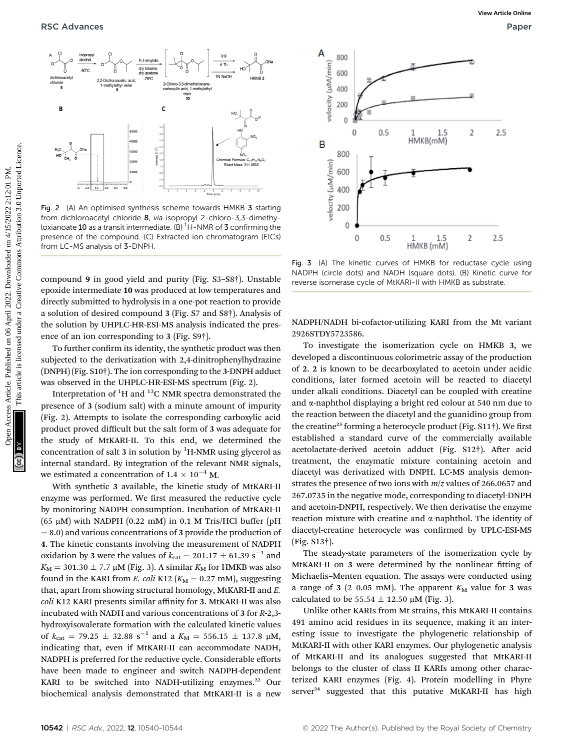Fig. 2 (A) An optimised synthesis scheme towards HMKB 3 starting from dichloroacetyl chloride 8, *via* isopropyl 2-chloro-3,3-dimethyloxianoate 10 as a transit intermediate. (B) $^{1}$H-NMR of 3 confirming the presence of the compound. (C) Extracted ion chromatogram (EICs) from LC-MS analysis of 3-DNPH.

compound 9 in good yield and purity (Fig. S3–S8†). Unstable epoxide intermediate 10 was produced at low temperatures and directly submitted to hydrolysis in a one-pot reaction to provide a solution of desired compound 3 (Fig. S7 and S8†). Analysis of the solution by UHPLC-HR-ESI-MS analysis indicated the presence of an ion corresponding to 3 (Fig. S9†).

To further confirm its identity, the synthetic product was then subjected to the derivatization with 2,4-dinitrophenylhydrazine (DNPH) (Fig. S10†). The ion corresponding to the 3-DNPH adduct was observed in the UHPLC-HR-ESI-MS spectrum (Fig. 2).

Interpretation of $^{1}$H and $^{13}$C NMR spectra demonstrated the presence of 3 (sodium salt) with a minute amount of impurity (Fig. 2). Attempts to isolate the corresponding carboxylic acid product proved difficult but the salt form of 3 was adequate for the study of MtKARI-II. To this end, we determined the concentration of salt 3 in solution by $^{1}$H-NMR using glycerol as internal standard. By integration of the relevant NMR signals, we estimated a concentration of $1.4 \times 10^{-4}$ M.

With synthetic 3 available, the kinetic study of MtKARI-II enzyme was performed. We first measured the reductive cycle by monitoring NADPH consumption. Incubation of MtKARI-II (65 μM) with NADPH (0.22 mM) in 0.1 M Tris/HCl buffer (pH = 8.0) and various concentrations of 3 provide the production of 4. The kinetic constants involving the measurement of NADPH oxidation by 3 were the values of $k_{cat} = 201.17 \pm 61.39$ s$^{-1}$ and $K_M = 301.30 \pm 7.7$ μM (Fig. 3). A similar $K_M$ for HMKB was also found in the KARI from *E. coli* K12 ($K_M = 0.27$ mM), suggesting that, apart from showing structural homology, MtKARI-II and *E. coli* K12 KARI presents similar affinity for 3. MtKARI-II was also incubated with NADH and various concentrations of 3 for *R*-2,3-hydroxyisovalerate formation with the calculated kinetic values of $k_{cat} = 79.25 \pm 32.88$ s$^{-1}$ and a $K_M = 556.15 \pm 137.8$ μM, indicating that, even if MtKARI-II can accommodate NADH, NADPH is preferred for the reductive cycle. Considerable efforts have been made to engineer and switch NADPH-dependent KARI to be switched into NADH-utilizing enzymes.[22] Our biochemical analysis demonstrated that MtKARI-II is a new NADPH/NADH bi-cofactor-utilizing KARI from the Mt variant 2926STDY5723586.

Fig. 3 (A) The kinetic curves of HMKB for reductase cycle using NADPH (circle dots) and NADH (square dots). (B) Kinetic curve for reverse isomerase cycle of MtKARI-II with HMKB as substrate.

To investigate the isomerization cycle on HMKB 3, we developed a discontinuous colorimetric assay of the production of 2. 2 is known to be decarboxylated to acetoin under acidic conditions, later formed acetoin will be reacted to diacetyl under alkali conditions. Diacetyl can be coupled with creatine and α-naphthol displaying a bright red colour at 540 nm due to the reaction between the diacetyl and the guanidino group from the creatine[23] forming a heterocycle product (Fig. S11†). We first established a standard curve of the commercially available acetolactate-derived acetoin adduct (Fig. S12†). After acid treatment, the enzymatic mixture containing acetoin and diacetyl was derivatized with DNPH. LC-MS analysis demonstrates the presence of two ions with *m*/*z* values of 266.0657 and 267.0735 in the negative mode, corresponding to diacetyl-DNPH and acetoin-DNPH, respectively. We then derivatise the enzyme reaction mixture with creatine and α-naphthol. The identity of diacetyl-creatine heterocycle was confirmed by UPLC-ESI-MS (Fig. S13†).

The steady-state parameters of the isomerization cycle by MtKARI-II on 3 were determined by the nonlinear fitting of Michaelis–Menten equation. The assays were conducted using a range of 3 (2–0.05 mM). The apparent $K_M$ value for 3 was calculated to be $55.54 \pm 12.50$ μM (Fig. 3).

Unlike other KARIs from Mt strains, this MtKARI-II contains 491 amino acid residues in its sequence, making it an interesting issue to investigate the phylogenetic relationship of MtKARI-II with other KARI enzymes. Our phylogenetic analysis of MtKARI-II and its analogues suggested that MtKARI-II belongs to the cluster of class II KARIs among other characterized KARI enzymes (Fig. 4). Protein modelling in Phyre server[24] suggested that this putative MtKARI-II has high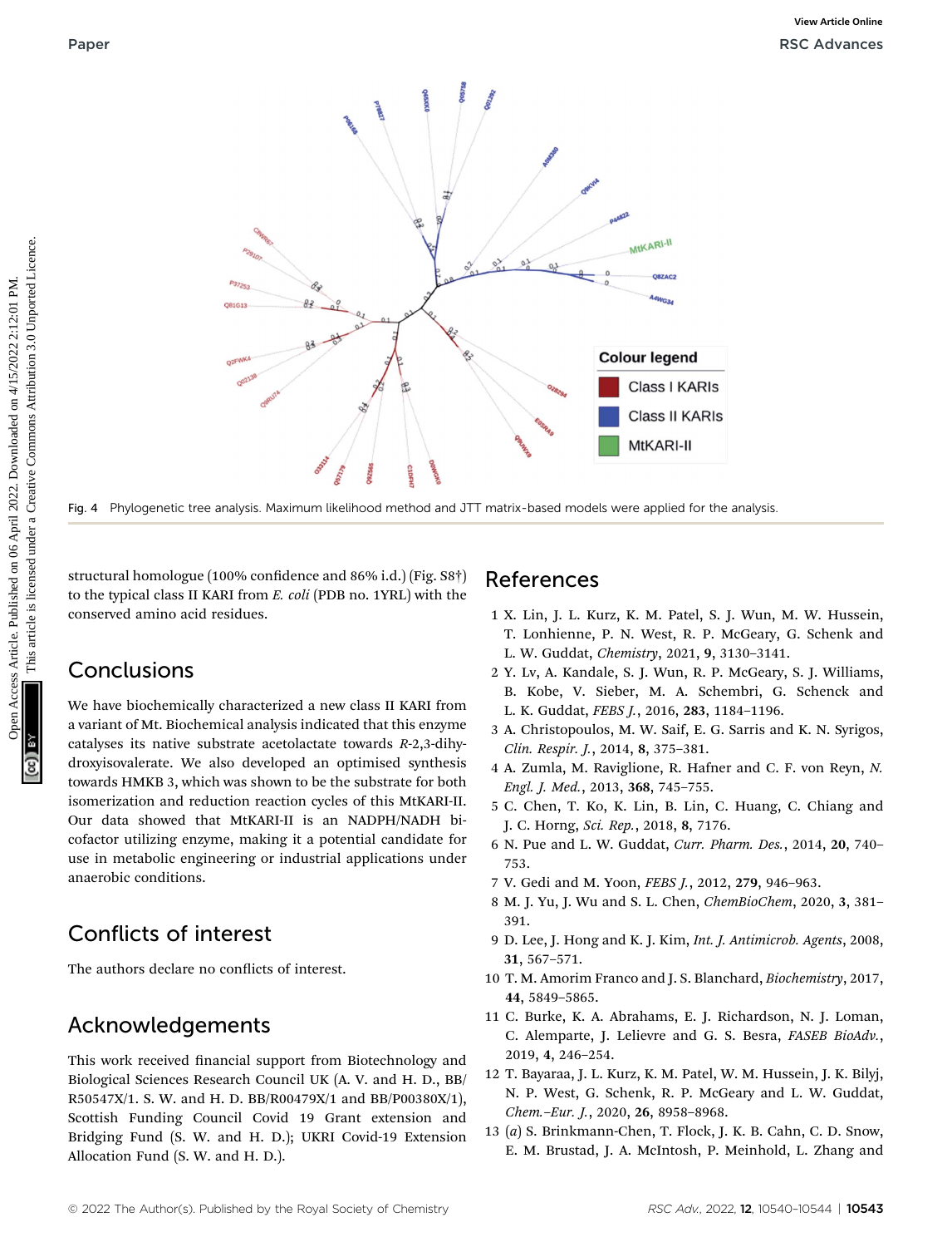Fig. 4 Phylogenetic tree analysis. Maximum likelihood method and JTT matrix-based models were applied for the analysis.

structural homologue (100% confidence and 86% i.d.) (Fig. S8†) to the typical class II KARI from *E. coli* (PDB no. 1YRL) with the conserved amino acid residues.

## Conclusions

We have biochemically characterized a new class II KARI from a variant of Mt. Biochemical analysis indicated that this enzyme catalyses its native substrate acetolactate towards *R*-2,3-dihydroxyisovalerate. We also developed an optimised synthesis towards HMKB 3, which was shown to be the substrate for both isomerization and reduction reaction cycles of this MtKARI-II. Our data showed that MtKARI-II is an NADPH/NADH bi-cofactor utilizing enzyme, making it a potential candidate for use in metabolic engineering or industrial applications under anaerobic conditions.

## Conflicts of interest

The authors declare no conflicts of interest.

## Acknowledgements

This work received financial support from Biotechnology and Biological Sciences Research Council UK (A. V. and H. D., BB/R50547X/1. S. W. and H. D. BB/R00479X/1 and BB/P00380X/1), Scottish Funding Council Covid 19 Grant extension and Bridging Fund (S. W. and H. D.); UKRI Covid-19 Extension Allocation Fund (S. W. and H. D.).

## References

1 X. Lin, J. L. Kurz, K. M. Patel, S. J. Wun, M. W. Hussein, T. Lonhienne, P. N. West, R. P. McGeary, G. Schenk and L. W. Guddat, *Chemistry*, 2021, **9**, 3130–3141.

2 Y. Lv, A. Kandale, S. J. Wun, R. P. McGeary, S. J. Williams, B. Kobe, V. Sieber, M. A. Schembri, G. Schenck and L. K. Guddat, *FEBS J.*, 2016, **283**, 1184–1196.

3 A. Christopoulos, M. W. Saif, E. G. Sarris and K. N. Syrigos, *Clin. Respir. J.*, 2014, **8**, 375–381.

4 A. Zumla, M. Raviglione, R. Hafner and C. F. von Reyn, *N. Engl. J. Med.*, 2013, **368**, 745–755.

5 C. Chen, T. Ko, K. Lin, B. Lin, C. Huang, C. Chiang and J. C. Horng, *Sci. Rep.*, 2018, **8**, 7176.

6 N. Pue and L. W. Guddat, *Curr. Pharm. Des.*, 2014, **20**, 740–753.

7 V. Gedi and M. Yoon, *FEBS J.*, 2012, **279**, 946–963.

8 M. J. Yu, J. Wu and S. L. Chen, *ChemBioChem*, 2020, **3**, 381–391.

9 D. Lee, J. Hong and K. J. Kim, *Int. J. Antimicrob. Agents*, 2008, **31**, 567–571.

10 T. M. Amorim Franco and J. S. Blanchard, *Biochemistry*, 2017, **44**, 5849–5865.

11 C. Burke, K. A. Abrahams, E. J. Richardson, N. J. Loman, C. Alemparte, J. Lelievre and G. S. Besra, *FASEB BioAdv.*, 2019, **4**, 246–254.

12 T. Bayaraa, J. L. Kurz, K. M. Patel, W. M. Hussein, J. K. Bilyj, N. P. West, G. Schenk, R. P. McGeary and L. W. Guddat, *Chem.–Eur. J.*, 2020, **26**, 8958–8968.

13 (*a*) S. Brinkmann-Chen, T. Flock, J. K. B. Cahn, C. D. Snow, E. M. Brustad, J. A. McIntosh, P. Meinhold, L. Zhang and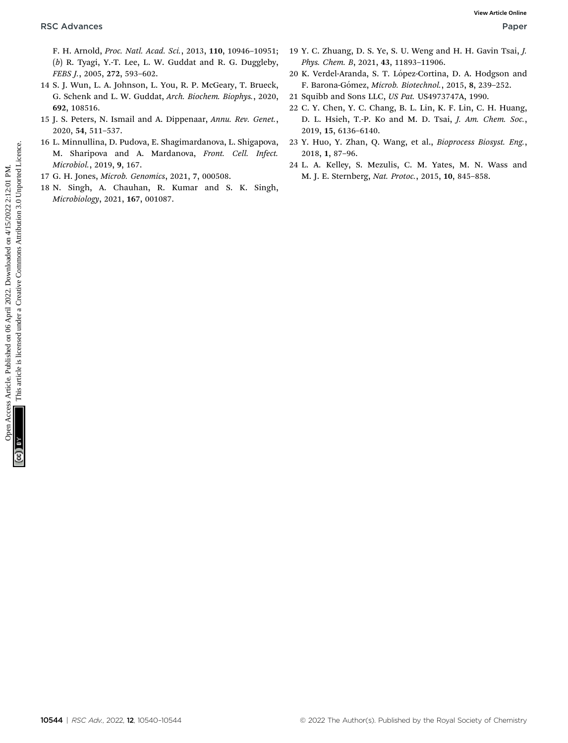F. H. Arnold, *Proc. Natl. Acad. Sci.*, 2013, **110**, 10946–10951; (*b*) R. Tyagi, Y.-T. Lee, L. W. Guddat and R. G. Duggleby, *FEBS J.*, 2005, **272**, 593–602.

14 S. J. Wun, L. A. Johnson, L. You, R. P. McGeary, T. Brueck, G. Schenk and L. W. Guddat, *Arch. Biochem. Biophys.*, 2020, **692**, 108516.

15 J. S. Peters, N. Ismail and A. Dippenaar, *Annu. Rev. Genet.*, 2020, **54**, 511–537.

16 L. Minnullina, D. Pudova, E. Shagimardanova, L. Shigapova, M. Sharipova and A. Mardanova, *Front. Cell. Infect. Microbiol.*, 2019, **9**, 167.

17 G. H. Jones, *Microb. Genomics*, 2021, **7**, 000508.

18 N. Singh, A. Chauhan, R. Kumar and S. K. Singh, *Microbiology*, 2021, **167**, 001087.

19 Y. C. Zhuang, D. S. Ye, S. U. Weng and H. H. Gavin Tsai, *J. Phys. Chem. B*, 2021, **43**, 11893–11906.

20 K. Verdel-Aranda, S. T. López-Cortina, D. A. Hodgson and F. Barona-Gómez, *Microb. Biotechnol.*, 2015, **8**, 239–252.

21 Squibb and Sons LLC, *US Pat.* US4973747A, 1990.

22 C. Y. Chen, Y. C. Chang, B. L. Lin, K. F. Lin, C. H. Huang, D. L. Hsieh, T.-P. Ko and M. D. Tsai, *J. Am. Chem. Soc.*, 2019, **15**, 6136–6140.

23 Y. Huo, Y. Zhan, Q. Wang, et al., *Bioprocess Biosyst. Eng.*, 2018, **1**, 87–96.

24 L. A. Kelley, S. Mezulis, C. M. Yates, M. N. Wass and M. J. E. Sternberg, *Nat. Protoc.*, 2015, **10**, 845–858.